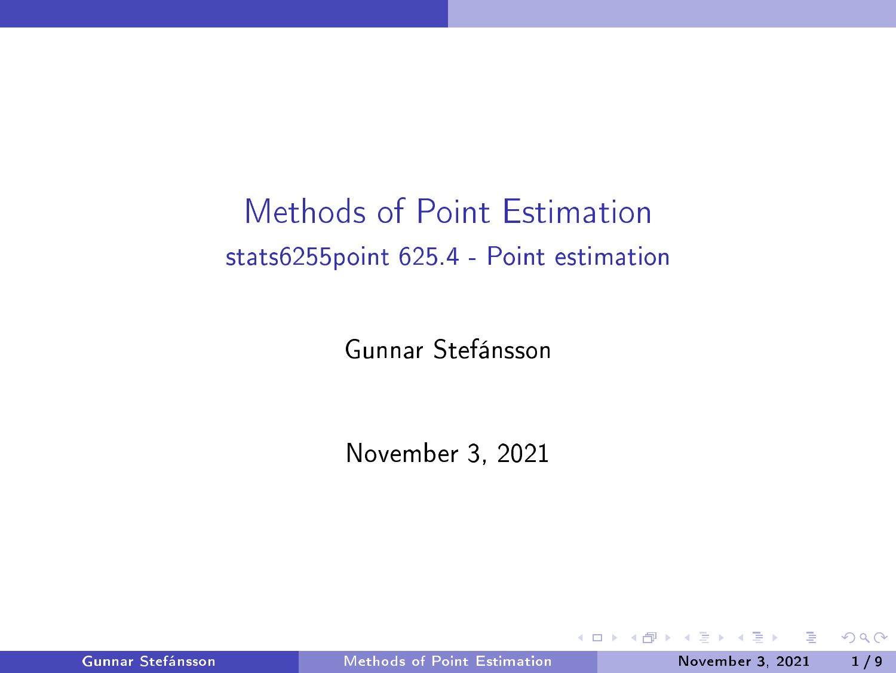# Methods of Point Estimation

## stats6255point 625.4 - Point estimation

Gunnar Stefánsson

November 3, 2021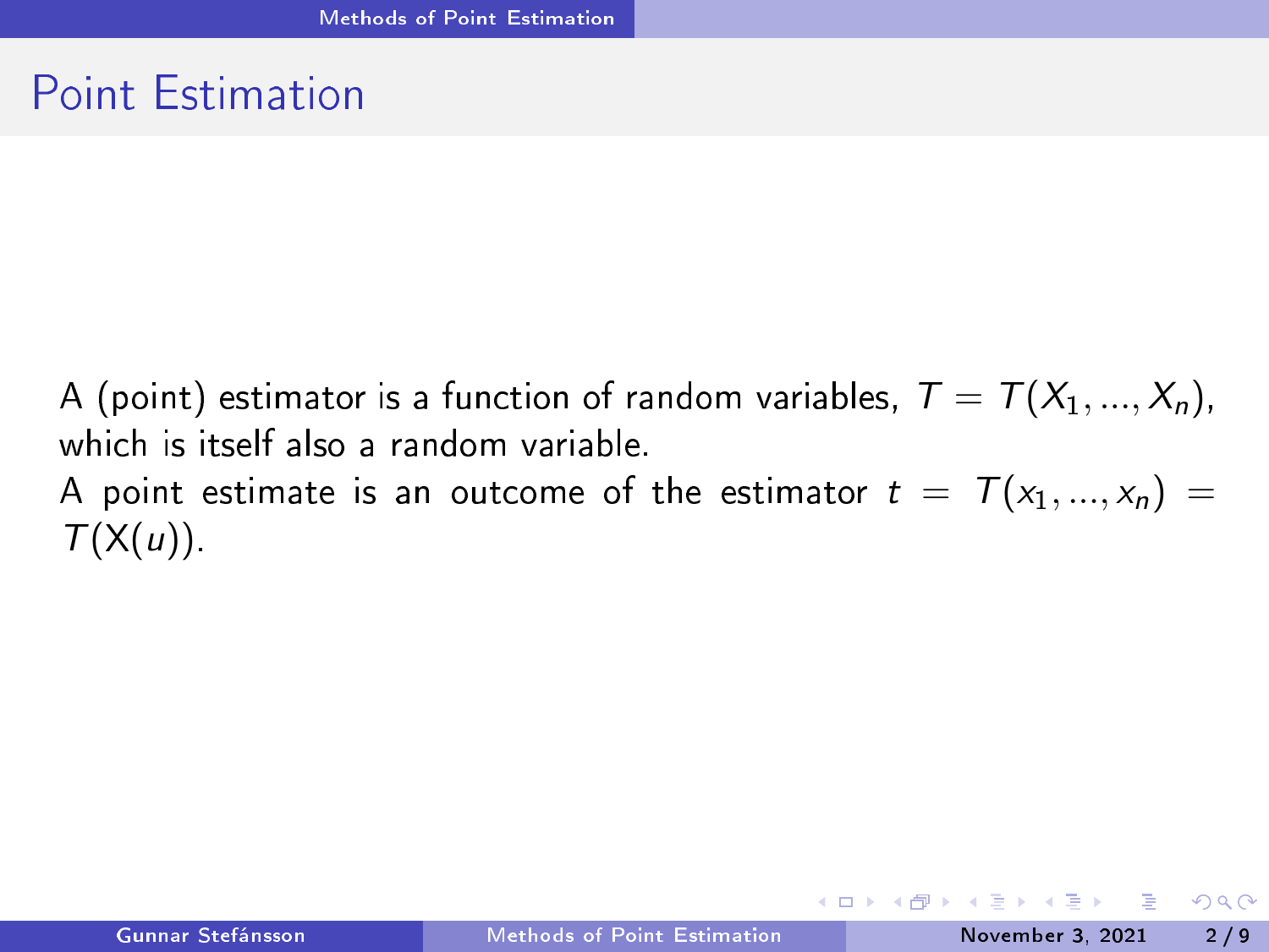# Point Estimation

A (point) estimator is a function of random variables, $T = T(X_1, ..., X_n)$, which is itself also a random variable.

A point estimate is an outcome of the estimator $t = T(x_1, ..., x_n) = T(\mathrm{X}(u))$.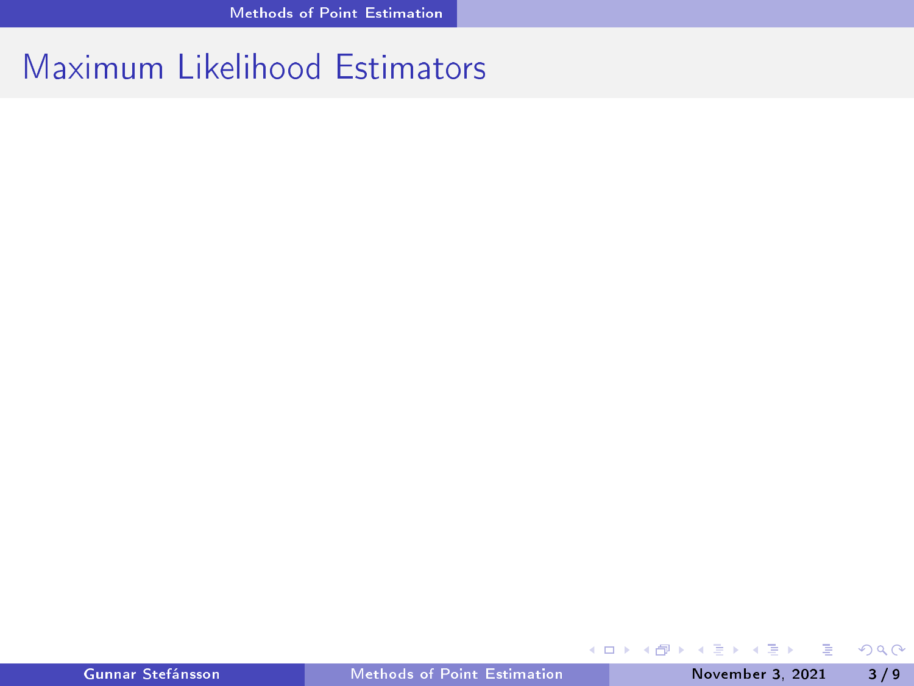# Maximum Likelihood Estimators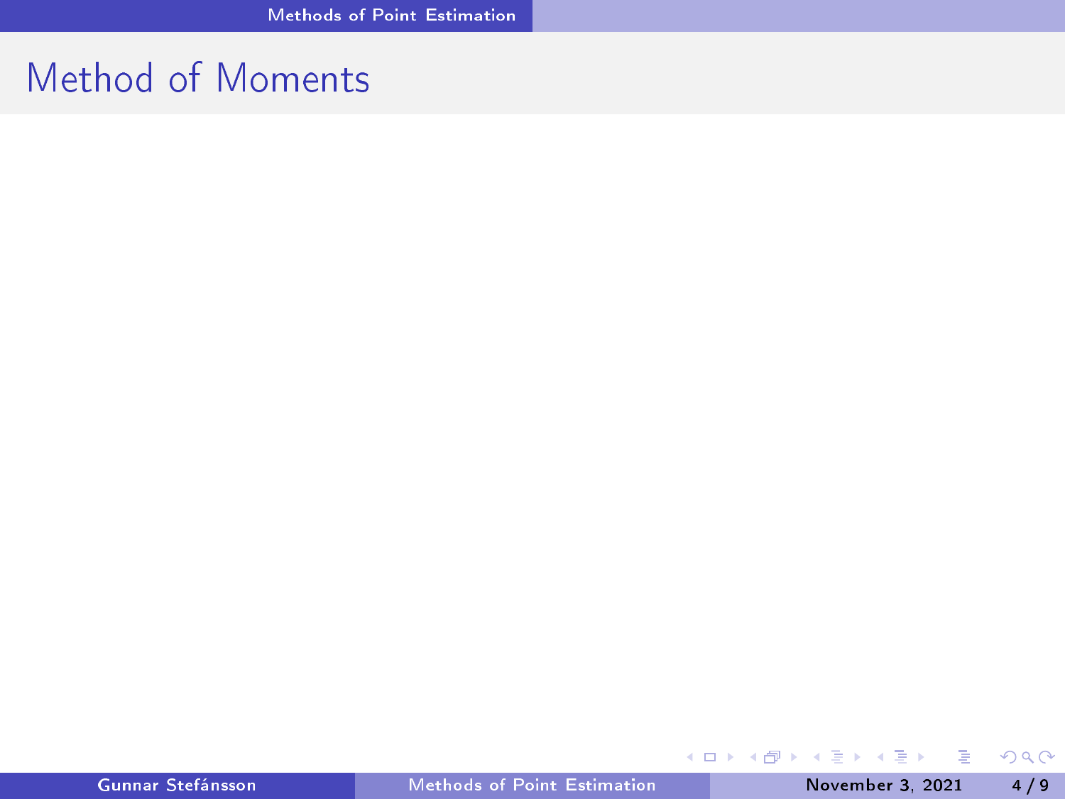# Method of Moments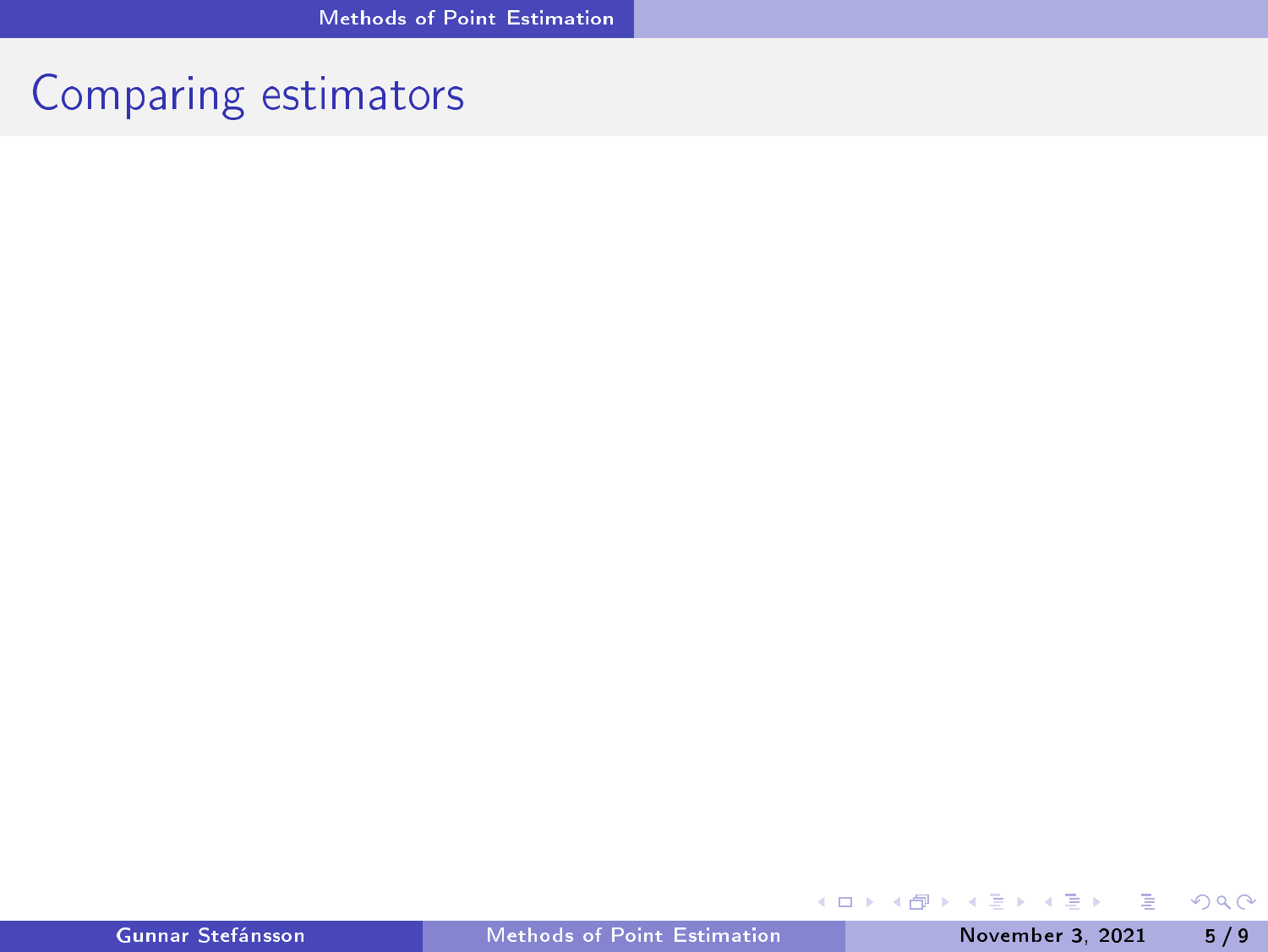# Comparing estimators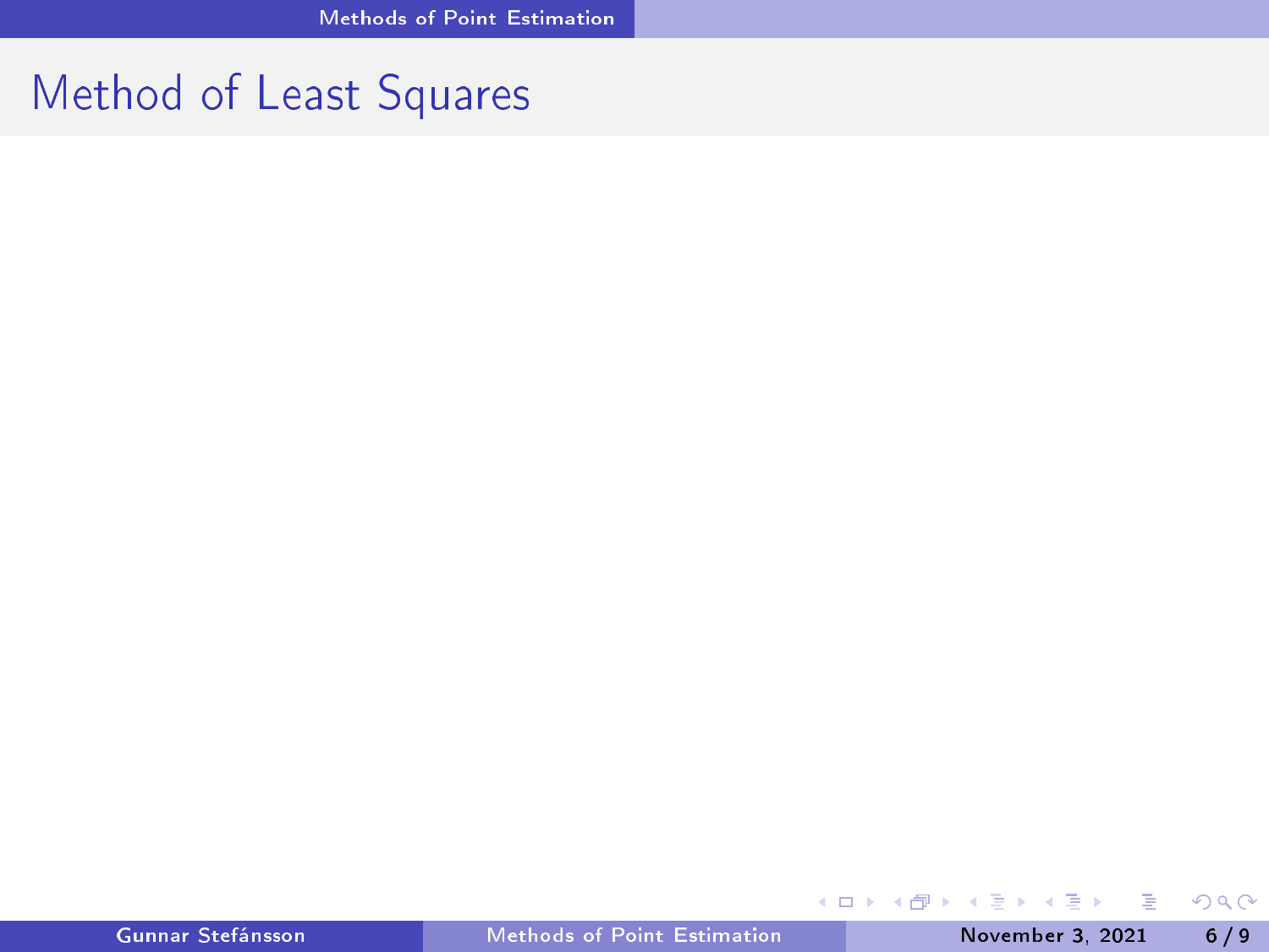# Method of Least Squares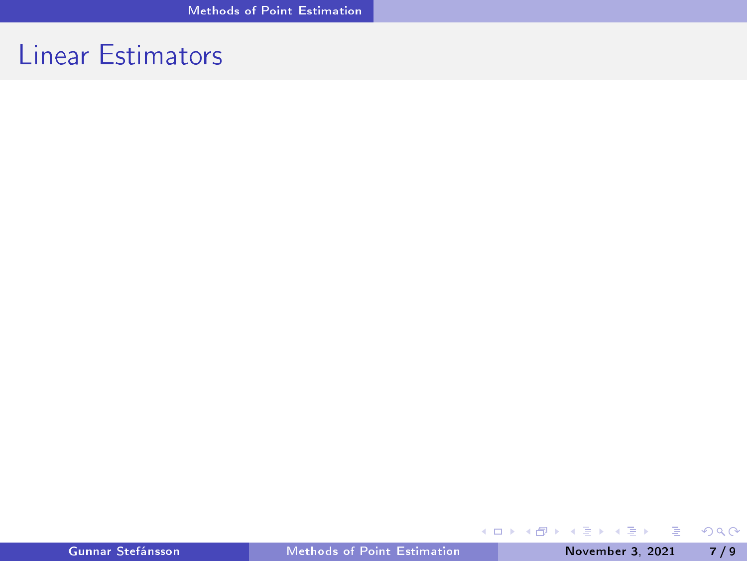# Linear Estimators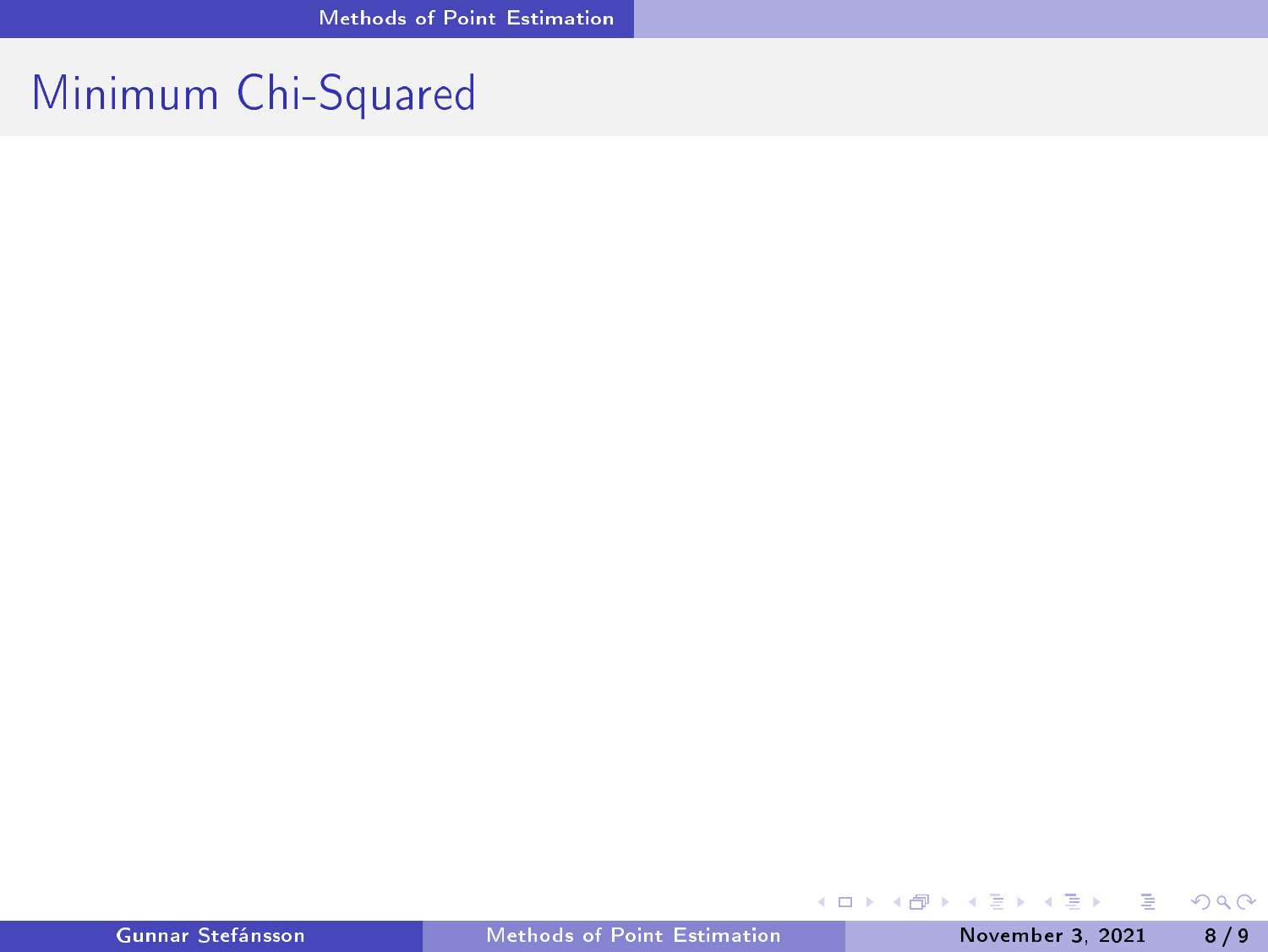# Minimum Chi-Squared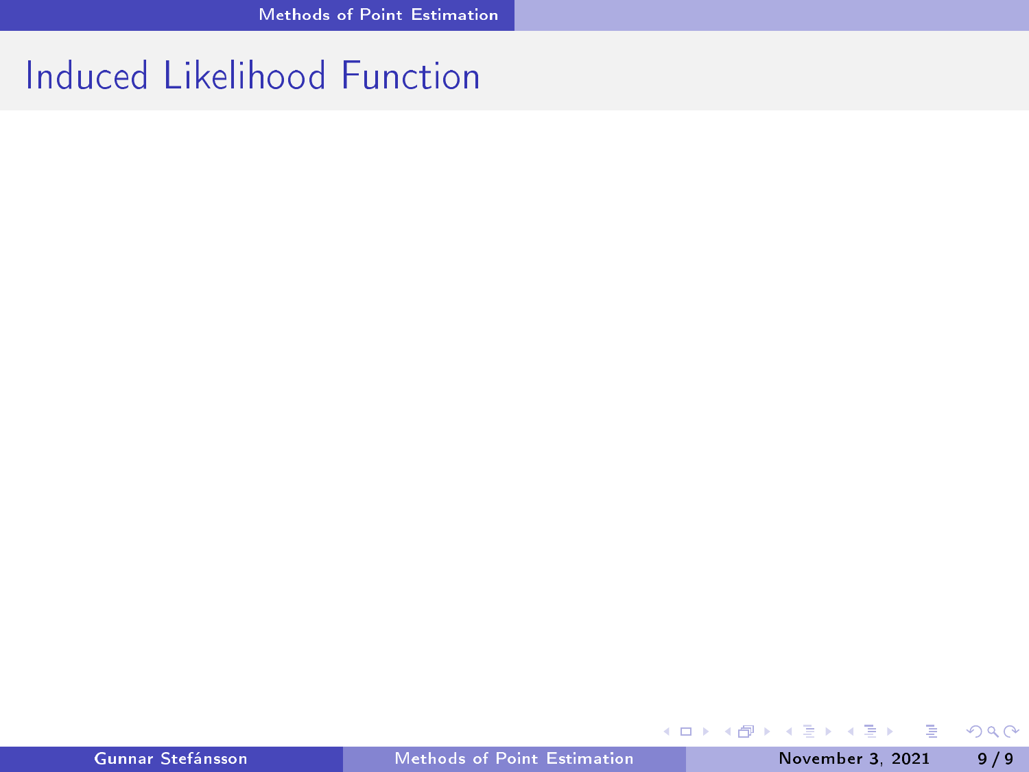# Induced Likelihood Function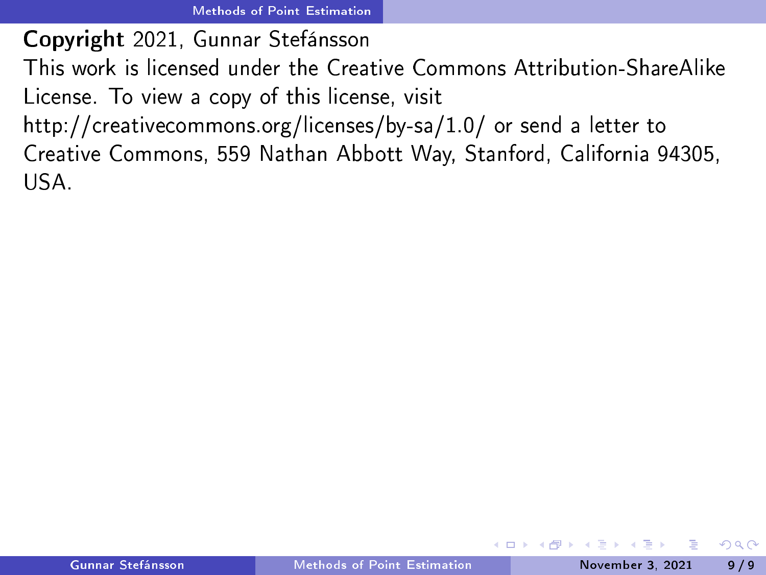**Copyright** 2021, Gunnar Stefánsson

This work is licensed under the Creative Commons Attribution-ShareAlike License. To view a copy of this license, visit http://creativecommons.org/licenses/by-sa/1.0/ or send a letter to Creative Commons, 559 Nathan Abbott Way, Stanford, California 94305, USA.